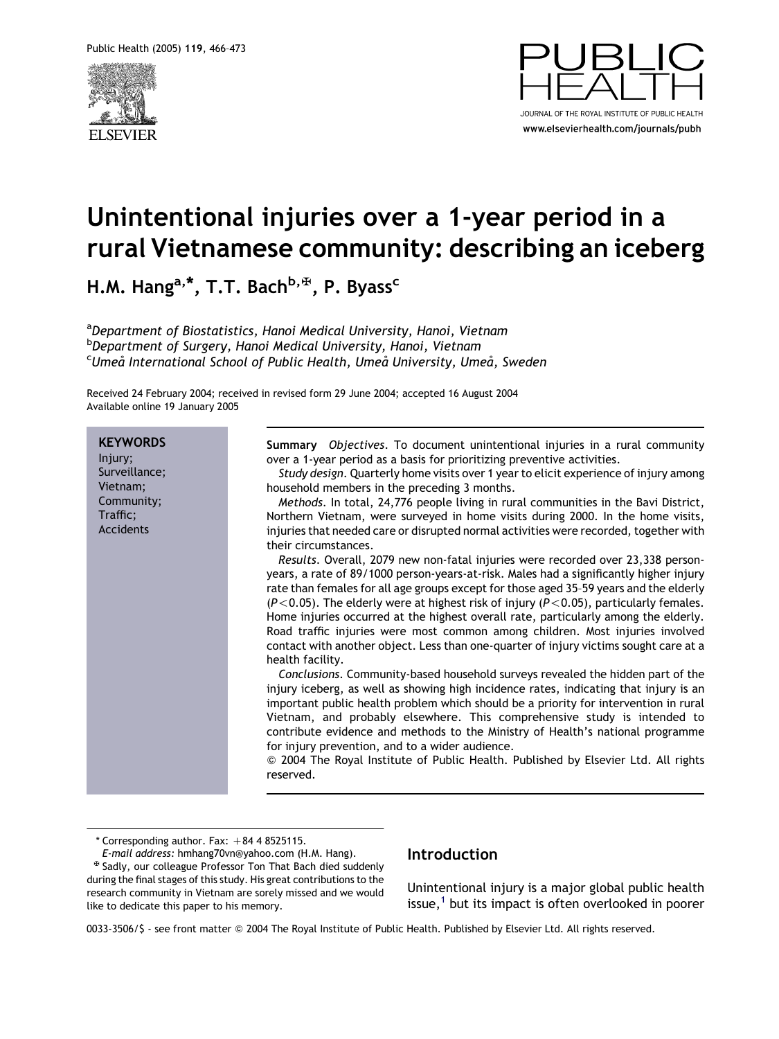# Unintentional injuries over a 1-year period in a rural Vietnamese community: describing an iceberg

H.M. Hang[a,*], T.T. Bach[b,✠], P. Byass[c]

[a]Department of Biostatistics, Hanoi Medical University, Hanoi, Vietnam
[b]Department of Surgery, Hanoi Medical University, Hanoi, Vietnam
[c]Umeå International School of Public Health, Umeå University, Umeå, Sweden

Received 24 February 2004; received in revised form 29 June 2004; accepted 16 August 2004
Available online 19 January 2005

**KEYWORDS**
Injury;
Surveillance;
Vietnam;
Community;
Traffic;
Accidents

**Summary** *Objectives*. To document unintentional injuries in a rural community over a 1-year period as a basis for prioritizing preventive activities.

*Study design*. Quarterly home visits over 1 year to elicit experience of injury among household members in the preceding 3 months.

*Methods*. In total, 24,776 people living in rural communities in the Bavi District, Northern Vietnam, were surveyed in home visits during 2000. In the home visits, injuries that needed care or disrupted normal activities were recorded, together with their circumstances.

*Results*. Overall, 2079 new non-fatal injuries were recorded over 23,338 person-years, a rate of 89/1000 person-years-at-risk. Males had a significantly higher injury rate than females for all age groups except for those aged 35–59 years and the elderly ($P<0.05$). The elderly were at highest risk of injury ($P<0.05$), particularly females. Home injuries occurred at the highest overall rate, particularly among the elderly. Road traffic injuries were most common among children. Most injuries involved contact with another object. Less than one-quarter of injury victims sought care at a health facility.

*Conclusions*. Community-based household surveys revealed the hidden part of the injury iceberg, as well as showing high incidence rates, indicating that injury is an important public health problem which should be a priority for intervention in rural Vietnam, and probably elsewhere. This comprehensive study is intended to contribute evidence and methods to the Ministry of Health's national programme for injury prevention, and to a wider audience.

© 2004 The Royal Institute of Public Health. Published by Elsevier Ltd. All rights reserved.

## Introduction

Unintentional injury is a major global public health issue,[1] but its impact is often overlooked in poorer

---

\* Corresponding author. Fax: +84 4 8525115.
*E-mail address:* hmhang70vn@yahoo.com (H.M. Hang).
✠ Sadly, our colleague Professor Ton That Bach died suddenly during the final stages of this study. His great contributions to the research community in Vietnam are sorely missed and we would like to dedicate this paper to his memory.

0033-3506/$ - see front matter © 2004 The Royal Institute of Public Health. Published by Elsevier Ltd. All rights reserved.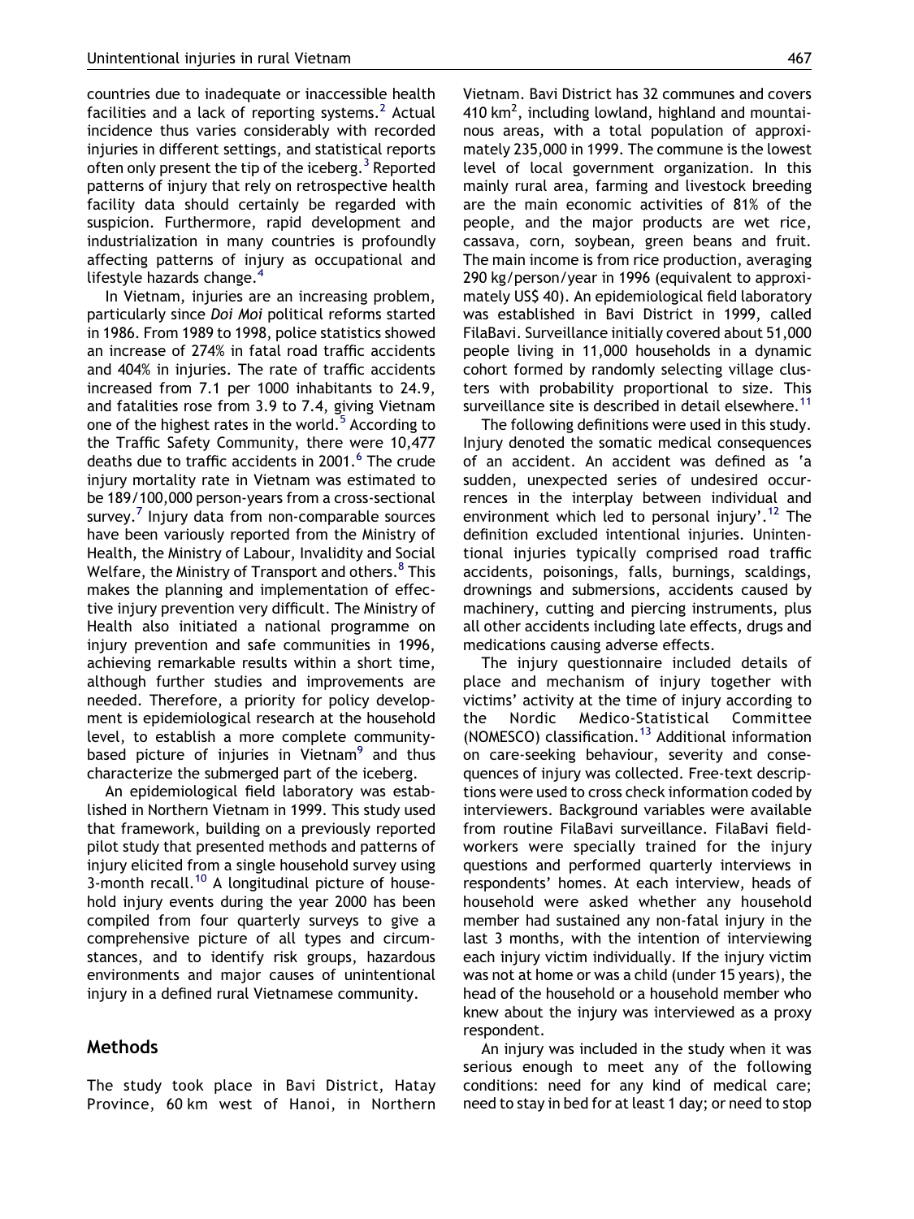countries due to inadequate or inaccessible health facilities and a lack of reporting systems.[2] Actual incidence thus varies considerably with recorded injuries in different settings, and statistical reports often only present the tip of the iceberg.[3] Reported patterns of injury that rely on retrospective health facility data should certainly be regarded with suspicion. Furthermore, rapid development and industrialization in many countries is profoundly affecting patterns of injury as occupational and lifestyle hazards change.[4]

In Vietnam, injuries are an increasing problem, particularly since *Doi Moi* political reforms started in 1986. From 1989 to 1998, police statistics showed an increase of 274% in fatal road traffic accidents and 404% in injuries. The rate of traffic accidents increased from 7.1 per 1000 inhabitants to 24.9, and fatalities rose from 3.9 to 7.4, giving Vietnam one of the highest rates in the world.[5] According to the Traffic Safety Community, there were 10,477 deaths due to traffic accidents in 2001.[6] The crude injury mortality rate in Vietnam was estimated to be 189/100,000 person-years from a cross-sectional survey.[7] Injury data from non-comparable sources have been variously reported from the Ministry of Health, the Ministry of Labour, Invalidity and Social Welfare, the Ministry of Transport and others.[8] This makes the planning and implementation of effective injury prevention very difficult. The Ministry of Health also initiated a national programme on injury prevention and safe communities in 1996, achieving remarkable results within a short time, although further studies and improvements are needed. Therefore, a priority for policy development is epidemiological research at the household level, to establish a more complete community-based picture of injuries in Vietnam[9] and thus characterize the submerged part of the iceberg.

An epidemiological field laboratory was established in Northern Vietnam in 1999. This study used that framework, building on a previously reported pilot study that presented methods and patterns of injury elicited from a single household survey using 3-month recall.[10] A longitudinal picture of household injury events during the year 2000 has been compiled from four quarterly surveys to give a comprehensive picture of all types and circumstances, and to identify risk groups, hazardous environments and major causes of unintentional injury in a defined rural Vietnamese community.

## Methods

The study took place in Bavi District, Hatay Province, 60 km west of Hanoi, in Northern Vietnam. Bavi District has 32 communes and covers 410 km$^2$, including lowland, highland and mountainous areas, with a total population of approximately 235,000 in 1999. The commune is the lowest level of local government organization. In this mainly rural area, farming and livestock breeding are the main economic activities of 81% of the people, and the major products are wet rice, cassava, corn, soybean, green beans and fruit. The main income is from rice production, averaging 290 kg/person/year in 1996 (equivalent to approximately US$ 40). An epidemiological field laboratory was established in Bavi District in 1999, called FilaBavi. Surveillance initially covered about 51,000 people living in 11,000 households in a dynamic cohort formed by randomly selecting village clusters with probability proportional to size. This surveillance site is described in detail elsewhere.[11]

The following definitions were used in this study. Injury denoted the somatic medical consequences of an accident. An accident was defined as 'a sudden, unexpected series of undesired occurrences in the interplay between individual and environment which led to personal injury'.[12] The definition excluded intentional injuries. Unintentional injuries typically comprised road traffic accidents, poisonings, falls, burnings, scaldings, drownings and submersions, accidents caused by machinery, cutting and piercing instruments, plus all other accidents including late effects, drugs and medications causing adverse effects.

The injury questionnaire included details of place and mechanism of injury together with victims' activity at the time of injury according to the Nordic Medico-Statistical Committee (NOMESCO) classification.[13] Additional information on care-seeking behaviour, severity and consequences of injury was collected. Free-text descriptions were used to cross check information coded by interviewers. Background variables were available from routine FilaBavi surveillance. FilaBavi fieldworkers were specially trained for the injury questions and performed quarterly interviews in respondents' homes. At each interview, heads of household were asked whether any household member had sustained any non-fatal injury in the last 3 months, with the intention of interviewing each injury victim individually. If the injury victim was not at home or was a child (under 15 years), the head of the household or a household member who knew about the injury was interviewed as a proxy respondent.

An injury was included in the study when it was serious enough to meet any of the following conditions: need for any kind of medical care; need to stay in bed for at least 1 day; or need to stop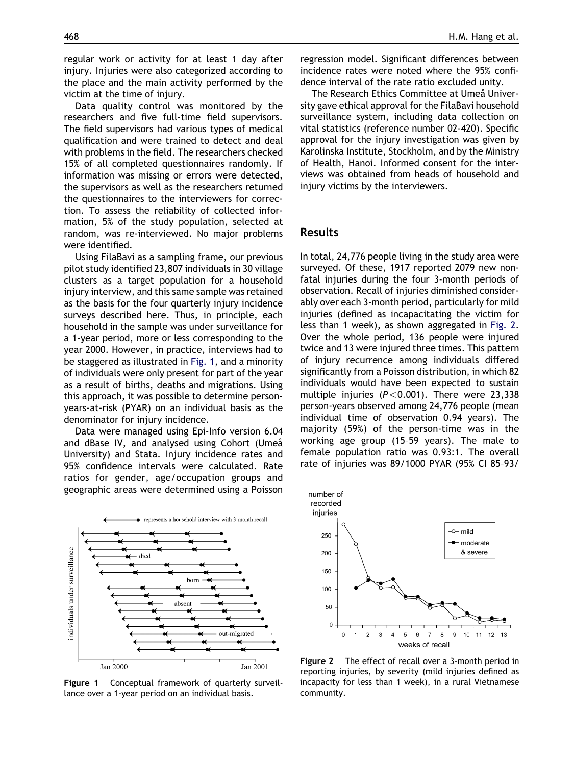regular work or activity for at least 1 day after injury. Injuries were also categorized according to the place and the main activity performed by the victim at the time of injury.

Data quality control was monitored by the researchers and five full-time field supervisors. The field supervisors had various types of medical qualification and were trained to detect and deal with problems in the field. The researchers checked 15% of all completed questionnaires randomly. If information was missing or errors were detected, the supervisors as well as the researchers returned the questionnaires to the interviewers for correction. To assess the reliability of collected information, 5% of the study population, selected at random, was re-interviewed. No major problems were identified.

Using FilaBavi as a sampling frame, our previous pilot study identified 23,807 individuals in 30 village clusters as a target population for a household injury interview, and this same sample was retained as the basis for the four quarterly injury incidence surveys described here. Thus, in principle, each household in the sample was under surveillance for a 1-year period, more or less corresponding to the year 2000. However, in practice, interviews had to be staggered as illustrated in Fig. 1, and a minority of individuals were only present for part of the year as a result of births, deaths and migrations. Using this approach, it was possible to determine person-years-at-risk (PYAR) on an individual basis as the denominator for injury incidence.

Data were managed using Epi-Info version 6.04 and dBase IV, and analysed using Cohort (Umeå University) and Stata. Injury incidence rates and 95% confidence intervals were calculated. Rate ratios for gender, age/occupation groups and geographic areas were determined using a Poisson regression model. Significant differences between incidence rates were noted where the 95% confidence interval of the rate ratio excluded unity.

The Research Ethics Committee at Umeå University gave ethical approval for the FilaBavi household surveillance system, including data collection on vital statistics (reference number 02-420). Specific approval for the injury investigation was given by Karolinska Institute, Stockholm, and by the Ministry of Health, Hanoi. Informed consent for the interviews was obtained from heads of household and injury victims by the interviewers.

## Results

In total, 24,776 people living in the study area were surveyed. Of these, 1917 reported 2079 new non-fatal injuries during the four 3-month periods of observation. Recall of injuries diminished considerably over each 3-month period, particularly for mild injuries (defined as incapacitating the victim for less than 1 week), as shown aggregated in Fig. 2. Over the whole period, 136 people were injured twice and 13 were injured three times. This pattern of injury recurrence among individuals differed significantly from a Poisson distribution, in which 82 individuals would have been expected to sustain multiple injuries ($P < 0.001$). There were 23,338 person-years observed among 24,776 people (mean individual time of observation 0.94 years). The majority (59%) of the person-time was in the working age group (15–59 years). The male to female population ratio was 0.93:1. The overall rate of injuries was 89/1000 PYAR (95% CI 85–93/

**Figure 1** Conceptual framework of quarterly surveillance over a 1-year period on an individual basis.

**Figure 2** The effect of recall over a 3-month period in reporting injuries, by severity (mild injuries defined as incapacity for less than 1 week), in a rural Vietnamese community.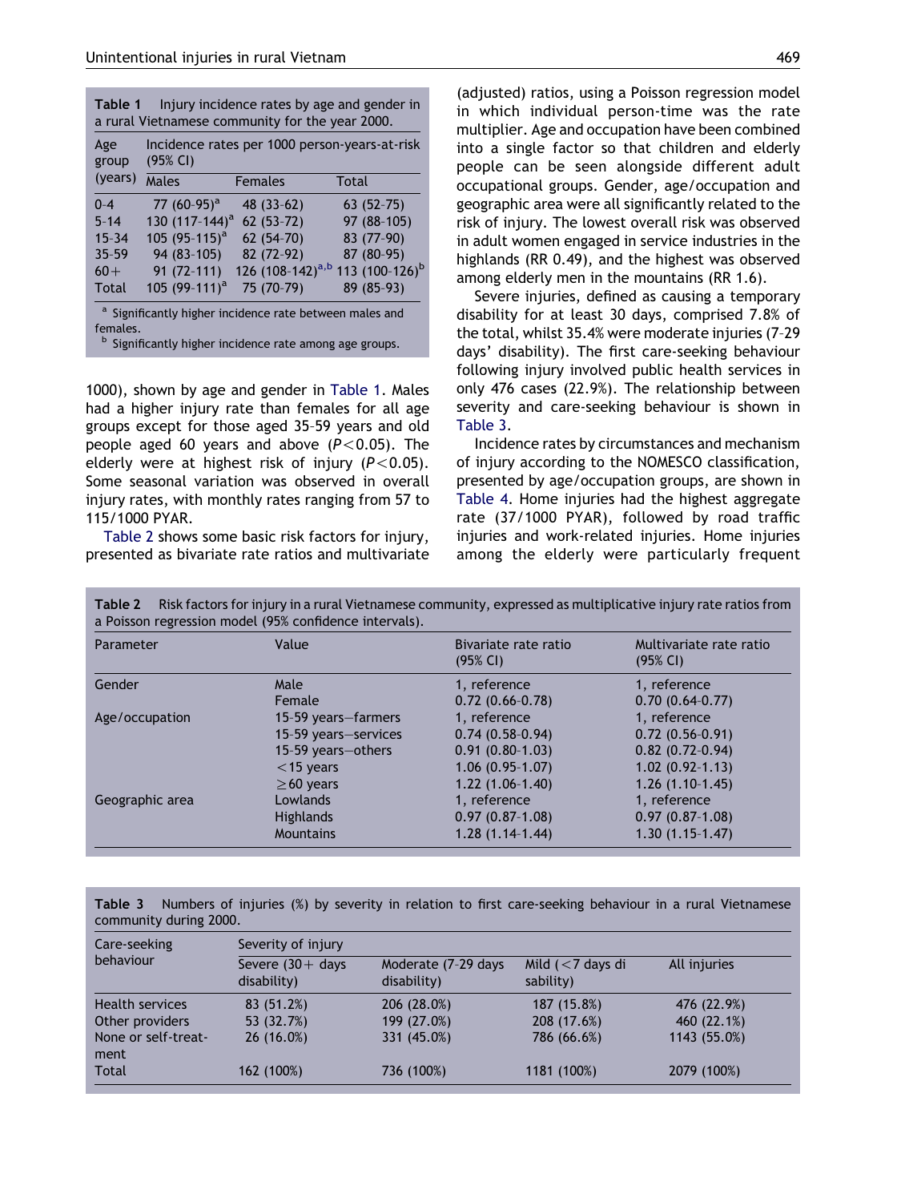**Table 1** Injury incidence rates by age and gender in a rural Vietnamese community for the year 2000.

| Age group (years) | Incidence rates per 1000 person-years-at-risk (95% CI) | | |
|---|---|---|---|
| | Males | Females | Total |
| 0-4 | 77 (60-95)[a] | 48 (33-62) | 63 (52-75) |
| 5-14 | 130 (117-144)[a] | 62 (53-72) | 97 (88-105) |
| 15-34 | 105 (95-115)[a] | 62 (54-70) | 83 (77-90) |
| 35-59 | 94 (83-105) | 82 (72-92) | 87 (80-95) |
| 60+ | 91 (72-111) | 126 (108-142)[a,b] | 113 (100-126)[b] |
| Total | 105 (99-111)[a] | 75 (70-79) | 89 (85-93) |

[a] Significantly higher incidence rate between males and females.
[b] Significantly higher incidence rate among age groups.

1000), shown by age and gender in Table 1. Males had a higher injury rate than females for all age groups except for those aged 35–59 years and old people aged 60 years and above ($P<0.05$). The elderly were at highest risk of injury ($P<0.05$). Some seasonal variation was observed in overall injury rates, with monthly rates ranging from 57 to 115/1000 PYAR.

Table 2 shows some basic risk factors for injury, presented as bivariate rate ratios and multivariate (adjusted) ratios, using a Poisson regression model in which individual person-time was the rate multiplier. Age and occupation have been combined into a single factor so that children and elderly people can be seen alongside different adult occupational groups. Gender, age/occupation and geographic area were all significantly related to the risk of injury. The lowest overall risk was observed in adult women engaged in service industries in the highlands (RR 0.49), and the highest was observed among elderly men in the mountains (RR 1.6).

Severe injuries, defined as causing a temporary disability for at least 30 days, comprised 7.8% of the total, whilst 35.4% were moderate injuries (7–29 days' disability). The first care-seeking behaviour following injury involved public health services in only 476 cases (22.9%). The relationship between severity and care-seeking behaviour is shown in Table 3.

Incidence rates by circumstances and mechanism of injury according to the NOMESCO classification, presented by age/occupation groups, are shown in Table 4. Home injuries had the highest aggregate rate (37/1000 PYAR), followed by road traffic injuries and work-related injuries. Home injuries among the elderly were particularly frequent

**Table 2** Risk factors for injury in a rural Vietnamese community, expressed as multiplicative injury rate ratios from a Poisson regression model (95% confidence intervals).

| Parameter | Value | Bivariate rate ratio (95% CI) | Multivariate rate ratio (95% CI) |
|---|---|---|---|
| Gender | Male | 1, reference | 1, reference |
| | Female | 0.72 (0.66-0.78) | 0.70 (0.64-0.77) |
| Age/occupation | 15-59 years—farmers | 1, reference | 1, reference |
| | 15-59 years—services | 0.74 (0.58-0.94) | 0.72 (0.56-0.91) |
| | 15-59 years—others | 0.91 (0.80-1.03) | 0.82 (0.72-0.94) |
| | <15 years | 1.06 (0.95-1.07) | 1.02 (0.92-1.13) |
| | ≥60 years | 1.22 (1.06-1.40) | 1.26 (1.10-1.45) |
| Geographic area | Lowlands | 1, reference | 1, reference |
| | Highlands | 0.97 (0.87-1.08) | 0.97 (0.87-1.08) |
| | Mountains | 1.28 (1.14-1.44) | 1.30 (1.15-1.47) |

**Table 3** Numbers of injuries (%) by severity in relation to first care-seeking behaviour in a rural Vietnamese community during 2000.

| Care-seeking behaviour | Severity of injury | | | |
|---|---|---|---|---|
| | Severe (30+ days disability) | Moderate (7-29 days disability) | Mild (<7 days disability) | All injuries |
| Health services | 83 (51.2%) | 206 (28.0%) | 187 (15.8%) | 476 (22.9%) |
| Other providers | 53 (32.7%) | 199 (27.0%) | 208 (17.6%) | 460 (22.1%) |
| None or self-treatment | 26 (16.0%) | 331 (45.0%) | 786 (66.6%) | 1143 (55.0%) |
| Total | 162 (100%) | 736 (100%) | 1181 (100%) | 2079 (100%) |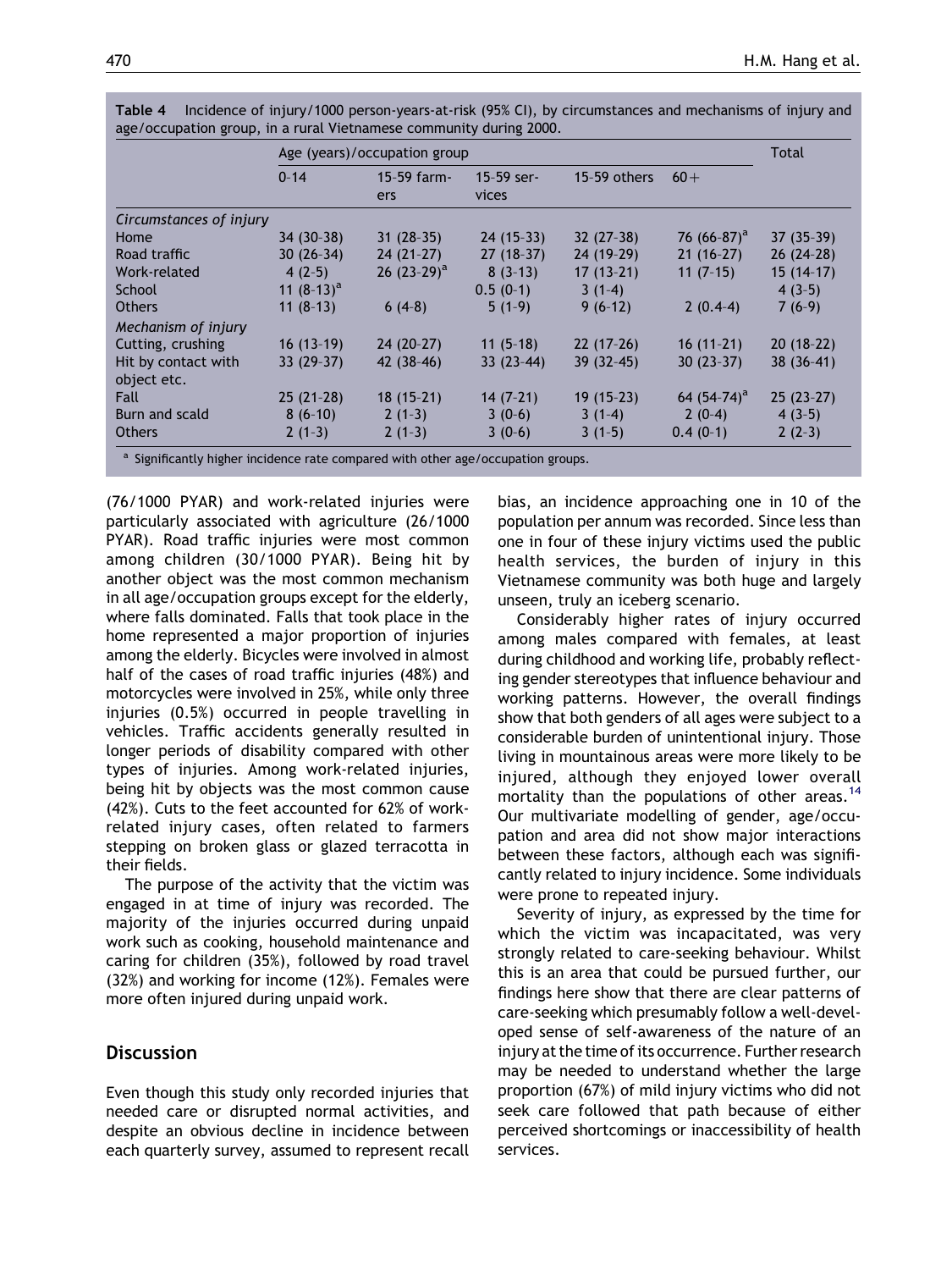**Table 4** Incidence of injury/1000 person-years-at-risk (95% CI), by circumstances and mechanisms of injury and age/occupation group, in a rural Vietnamese community during 2000.

| | Age (years)/occupation group | | | | | Total |
|---|---|---|---|---|---|---|
| | 0–14 | 15–59 farmers | 15–59 services | 15–59 others | 60+ | |
| *Circumstances of injury* | | | | | | |
| Home | 34 (30–38) | 31 (28–35) | 24 (15–33) | 32 (27–38) | 76 (66–87)[a] | 37 (35–39) |
| Road traffic | 30 (26–34) | 24 (21–27) | 27 (18–37) | 24 (19–29) | 21 (16–27) | 26 (24–28) |
| Work-related | 4 (2–5) | 26 (23–29)[a] | 8 (3–13) | 17 (13–21) | 11 (7–15) | 15 (14–17) |
| School | 11 (8–13)[a] | | 0.5 (0–1) | 3 (1–4) | | 4 (3–5) |
| Others | 11 (8–13) | 6 (4–8) | 5 (1–9) | 9 (6–12) | 2 (0.4–4) | 7 (6–9) |
| *Mechanism of injury* | | | | | | |
| Cutting, crushing | 16 (13–19) | 24 (20–27) | 11 (5–18) | 22 (17–26) | 16 (11–21) | 20 (18–22) |
| Hit by contact with object etc. | 33 (29–37) | 42 (38–46) | 33 (23–44) | 39 (32–45) | 30 (23–37) | 38 (36–41) |
| Fall | 25 (21–28) | 18 (15–21) | 14 (7–21) | 19 (15–23) | 64 (54–74)[a] | 25 (23–27) |
| Burn and scald | 8 (6–10) | 2 (1–3) | 3 (0–6) | 3 (1–4) | 2 (0–4) | 4 (3–5) |
| Others | 2 (1–3) | 2 (1–3) | 3 (0–6) | 3 (1–5) | 0.4 (0–1) | 2 (2–3) |

[a] Significantly higher incidence rate compared with other age/occupation groups.

(76/1000 PYAR) and work-related injuries were particularly associated with agriculture (26/1000 PYAR). Road traffic injuries were most common among children (30/1000 PYAR). Being hit by another object was the most common mechanism in all age/occupation groups except for the elderly, where falls dominated. Falls that took place in the home represented a major proportion of injuries among the elderly. Bicycles were involved in almost half of the cases of road traffic injuries (48%) and motorcycles were involved in 25%, while only three injuries (0.5%) occurred in people travelling in vehicles. Traffic accidents generally resulted in longer periods of disability compared with other types of injuries. Among work-related injuries, being hit by objects was the most common cause (42%). Cuts to the feet accounted for 62% of work-related injury cases, often related to farmers stepping on broken glass or glazed terracotta in their fields.

The purpose of the activity that the victim was engaged in at time of injury was recorded. The majority of the injuries occurred during unpaid work such as cooking, household maintenance and caring for children (35%), followed by road travel (32%) and working for income (12%). Females were more often injured during unpaid work.

## Discussion

Even though this study only recorded injuries that needed care or disrupted normal activities, and despite an obvious decline in incidence between each quarterly survey, assumed to represent recall bias, an incidence approaching one in 10 of the population per annum was recorded. Since less than one in four of these injury victims used the public health services, the burden of injury in this Vietnamese community was both huge and largely unseen, truly an iceberg scenario.

Considerably higher rates of injury occurred among males compared with females, at least during childhood and working life, probably reflecting gender stereotypes that influence behaviour and working patterns. However, the overall findings show that both genders of all ages were subject to a considerable burden of unintentional injury. Those living in mountainous areas were more likely to be injured, although they enjoyed lower overall mortality than the populations of other areas.[14] Our multivariate modelling of gender, age/occupation and area did not show major interactions between these factors, although each was significantly related to injury incidence. Some individuals were prone to repeated injury.

Severity of injury, as expressed by the time for which the victim was incapacitated, was very strongly related to care-seeking behaviour. Whilst this is an area that could be pursued further, our findings here show that there are clear patterns of care-seeking which presumably follow a well-developed sense of self-awareness of the nature of an injury at the time of its occurrence. Further research may be needed to understand whether the large proportion (67%) of mild injury victims who did not seek care followed that path because of either perceived shortcomings or inaccessibility of health services.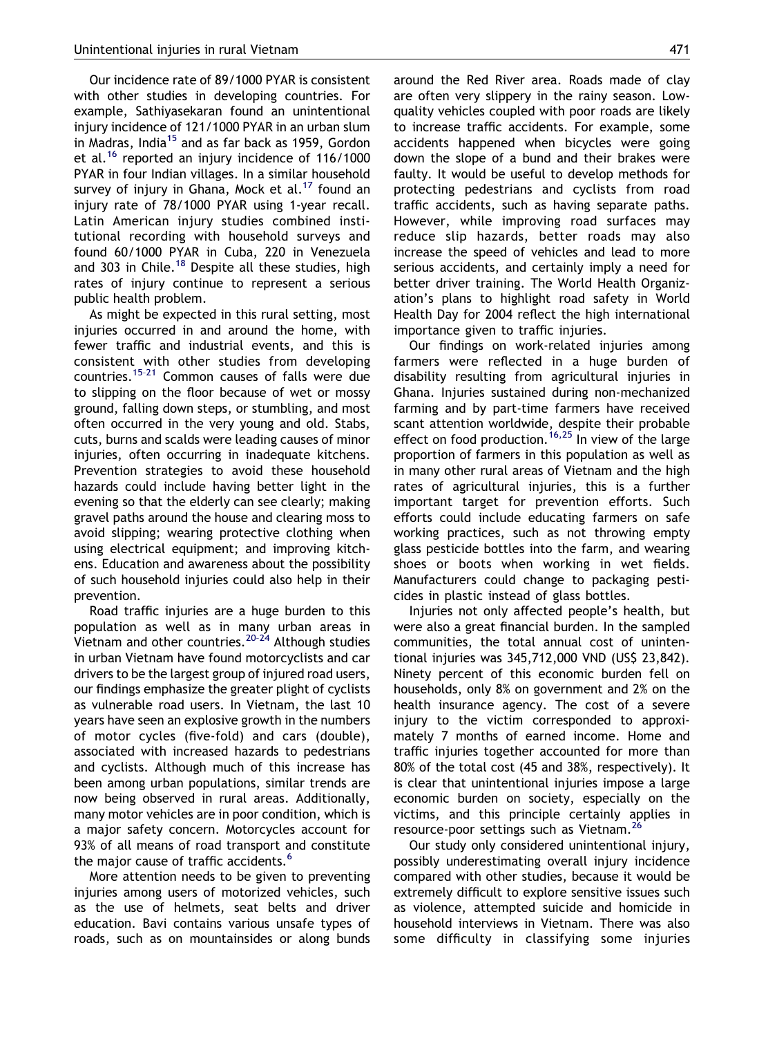Our incidence rate of 89/1000 PYAR is consistent with other studies in developing countries. For example, Sathiyasekaran found an unintentional injury incidence of 121/1000 PYAR in an urban slum in Madras, India[15] and as far back as 1959, Gordon et al.[16] reported an injury incidence of 116/1000 PYAR in four Indian villages. In a similar household survey of injury in Ghana, Mock et al.[17] found an injury rate of 78/1000 PYAR using 1-year recall. Latin American injury studies combined institutional recording with household surveys and found 60/1000 PYAR in Cuba, 220 in Venezuela and 303 in Chile.[18] Despite all these studies, high rates of injury continue to represent a serious public health problem.

As might be expected in this rural setting, most injuries occurred in and around the home, with fewer traffic and industrial events, and this is consistent with other studies from developing countries.[15–21] Common causes of falls were due to slipping on the floor because of wet or mossy ground, falling down steps, or stumbling, and most often occurred in the very young and old. Stabs, cuts, burns and scalds were leading causes of minor injuries, often occurring in inadequate kitchens. Prevention strategies to avoid these household hazards could include having better light in the evening so that the elderly can see clearly; making gravel paths around the house and clearing moss to avoid slipping; wearing protective clothing when using electrical equipment; and improving kitchens. Education and awareness about the possibility of such household injuries could also help in their prevention.

Road traffic injuries are a huge burden to this population as well as in many urban areas in Vietnam and other countries.[20–24] Although studies in urban Vietnam have found motorcyclists and car drivers to be the largest group of injured road users, our findings emphasize the greater plight of cyclists as vulnerable road users. In Vietnam, the last 10 years have seen an explosive growth in the numbers of motor cycles (five-fold) and cars (double), associated with increased hazards to pedestrians and cyclists. Although much of this increase has been among urban populations, similar trends are now being observed in rural areas. Additionally, many motor vehicles are in poor condition, which is a major safety concern. Motorcycles account for 93% of all means of road transport and constitute the major cause of traffic accidents.[6]

More attention needs to be given to preventing injuries among users of motorized vehicles, such as the use of helmets, seat belts and driver education. Bavi contains various unsafe types of roads, such as on mountainsides or along bunds around the Red River area. Roads made of clay are often very slippery in the rainy season. Low-quality vehicles coupled with poor roads are likely to increase traffic accidents. For example, some accidents happened when bicycles were going down the slope of a bund and their brakes were faulty. It would be useful to develop methods for protecting pedestrians and cyclists from road traffic accidents, such as having separate paths. However, while improving road surfaces may reduce slip hazards, better roads may also increase the speed of vehicles and lead to more serious accidents, and certainly imply a need for better driver training. The World Health Organization's plans to highlight road safety in World Health Day for 2004 reflect the high international importance given to traffic injuries.

Our findings on work-related injuries among farmers were reflected in a huge burden of disability resulting from agricultural injuries in Ghana. Injuries sustained during non-mechanized farming and by part-time farmers have received scant attention worldwide, despite their probable effect on food production.[16,25] In view of the large proportion of farmers in this population as well as in many other rural areas of Vietnam and the high rates of agricultural injuries, this is a further important target for prevention efforts. Such efforts could include educating farmers on safe working practices, such as not throwing empty glass pesticide bottles into the farm, and wearing shoes or boots when working in wet fields. Manufacturers could change to packaging pesticides in plastic instead of glass bottles.

Injuries not only affected people's health, but were also a great financial burden. In the sampled communities, the total annual cost of unintentional injuries was 345,712,000 VND (US$ 23,842). Ninety percent of this economic burden fell on households, only 8% on government and 2% on the health insurance agency. The cost of a severe injury to the victim corresponded to approximately 7 months of earned income. Home and traffic injuries together accounted for more than 80% of the total cost (45 and 38%, respectively). It is clear that unintentional injuries impose a large economic burden on society, especially on the victims, and this principle certainly applies in resource-poor settings such as Vietnam.[26]

Our study only considered unintentional injury, possibly underestimating overall injury incidence compared with other studies, because it would be extremely difficult to explore sensitive issues such as violence, attempted suicide and homicide in household interviews in Vietnam. There was also some difficulty in classifying some injuries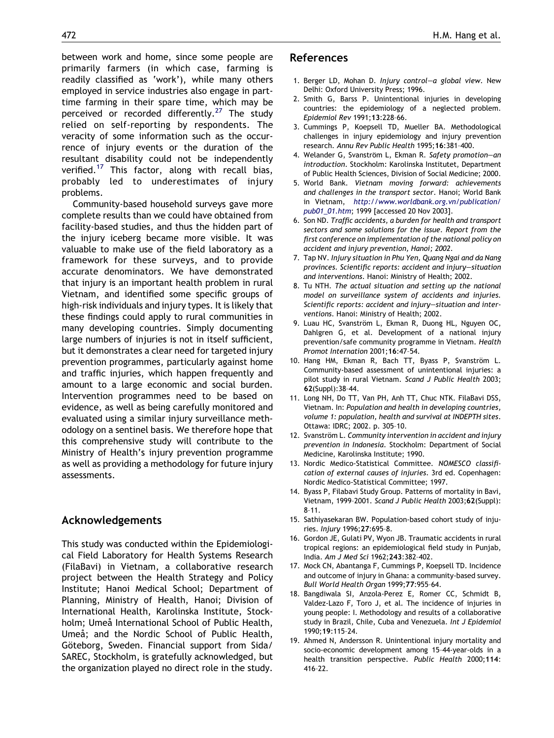between work and home, since some people are primarily farmers (in which case, farming is readily classified as 'work'), while many others employed in service industries also engage in part-time farming in their spare time, which may be perceived or recorded differently.[27] The study relied on self-reporting by respondents. The veracity of some information such as the occurrence of injury events or the duration of the resultant disability could not be independently verified.[17] This factor, along with recall bias, probably led to underestimates of injury problems.

Community-based household surveys gave more complete results than we could have obtained from facility-based studies, and thus the hidden part of the injury iceberg became more visible. It was valuable to make use of the field laboratory as a framework for these surveys, and to provide accurate denominators. We have demonstrated that injury is an important health problem in rural Vietnam, and identified some specific groups of high-risk individuals and injury types. It is likely that these findings could apply to rural communities in many developing countries. Simply documenting large numbers of injuries is not in itself sufficient, but it demonstrates a clear need for targeted injury prevention programmes, particularly against home and traffic injuries, which happen frequently and amount to a large economic and social burden. Intervention programmes need to be based on evidence, as well as being carefully monitored and evaluated using a similar injury surveillance methodology on a sentinel basis. We therefore hope that this comprehensive study will contribute to the Ministry of Health's injury prevention programme as well as providing a methodology for future injury assessments.

## Acknowledgements

This study was conducted within the Epidemiological Field Laboratory for Health Systems Research (FilaBavi) in Vietnam, a collaborative research project between the Health Strategy and Policy Institute; Hanoi Medical School; Department of Planning, Ministry of Health, Hanoi; Division of International Health, Karolinska Institute, Stockholm; Umeå International School of Public Health, Umeå; and the Nordic School of Public Health, Göteborg, Sweden. Financial support from Sida/SAREC, Stockholm, is gratefully acknowledged, but the organization played no direct role in the study.

## References

1. Berger LD, Mohan D. *Injury control—a global view*. New Delhi: Oxford University Press; 1996.
2. Smith G, Barss P. Unintentional injuries in developing countries: the epidemiology of a neglected problem. *Epidemiol Rev* 1991;**13**:228–66.
3. Cummings P, Koepsell TD, Mueller BA. Methodological challenges in injury epidemiology and injury prevention research. *Annu Rev Public Health* 1995;**16**:381–400.
4. Welander G, Svanström L, Ekman R. *Safety promotion—an introduction*. Stockholm: Karolinska Institutet, Department of Public Health Sciences, Division of Social Medicine; 2000.
5. World Bank. *Vietnam moving forward: achievements and challenges in the transport sector*. Hanoi; World Bank in Vietnam, *http://www.worldbank.org.vn/publication/pub01_01.htm*; 1999 [accessed 20 Nov 2003].
6. Son ND. *Traffic accidents, a burden for health and transport sectors and some solutions for the issue. Report from the first conference on implementation of the national policy on accident and injury prevention, Hanoi; 2002*.
7. Tap NV. *Injury situation in Phu Yen, Quang Ngai and da Nang provinces. Scientific reports: accident and injury—situation and interventions*. Hanoi: Ministry of Health; 2002.
8. Tu NTH. *The actual situation and setting up the national model on surveillance system of accidents and injuries. Scientific reports: accident and injury—situation and interventions*. Hanoi: Ministry of Health; 2002.
9. Luau HC, Svanström L, Ekman R, Duong HL, Nguyen OC, Dahlgren G, et al. Development of a national injury prevention/safe community programme in Vietnam. *Health Promot Internation* 2001;**16**:47–54.
10. Hang HM, Ekman R, Bach TT, Byass P, Svanström L. Community-based assessment of unintentional injuries: a pilot study in rural Vietnam. *Scand J Public Health* 2003; **62**(Suppl):38–44.
11. Long NH, Do TT, Van PH, Anh TT, Chuc NTK. FilaBavi DSS, Vietnam. In: *Population and health in developing countries, volume 1: population, health and survival at INDEPTH sites*. Ottawa: IDRC; 2002. p. 305–10.
12. Svanström L. *Community intervention in accident and injury prevention in Indonesia*. Stockholm: Department of Social Medicine, Karolinska Institute; 1990.
13. Nordic Medico-Statistical Committee. *NOMESCO classification of external causes of injuries*. 3rd ed. Copenhagen: Nordic Medico-Statistical Committee; 1997.
14. Byass P, Filabavi Study Group. Patterns of mortality in Bavi, Vietnam, 1999–2001. *Scand J Public Health* 2003;**62**(Suppl): 8–11.
15. Sathiyasekaran BW. Population-based cohort study of injuries. *Injury* 1996;**27**:695–8.
16. Gordon JE, Gulati PV, Wyon JB. Traumatic accidents in rural tropical regions: an epidemiological field study in Punjab, India. *Am J Med Sci* 1962;**243**:382–402.
17. Mock CN, Abantanga F, Cummings P, Koepsell TD. Incidence and outcome of injury in Ghana: a community-based survey. *Bull World Health Organ* 1999;**77**:955–64.
18. Bangdiwala SI, Anzola-Perez E, Romer CC, Schmidt B, Valdez-Lazo F, Toro J, et al. The incidence of injuries in young people: I. Methodology and results of a collaborative study in Brazil, Chile, Cuba and Venezuela. *Int J Epidemiol* 1990;**19**:115–24.
19. Ahmed N, Andersson R. Unintentional injury mortality and socio-economic development among 15–44-year-olds in a health transition perspective. *Public Health* 2000;**114**: 416–22.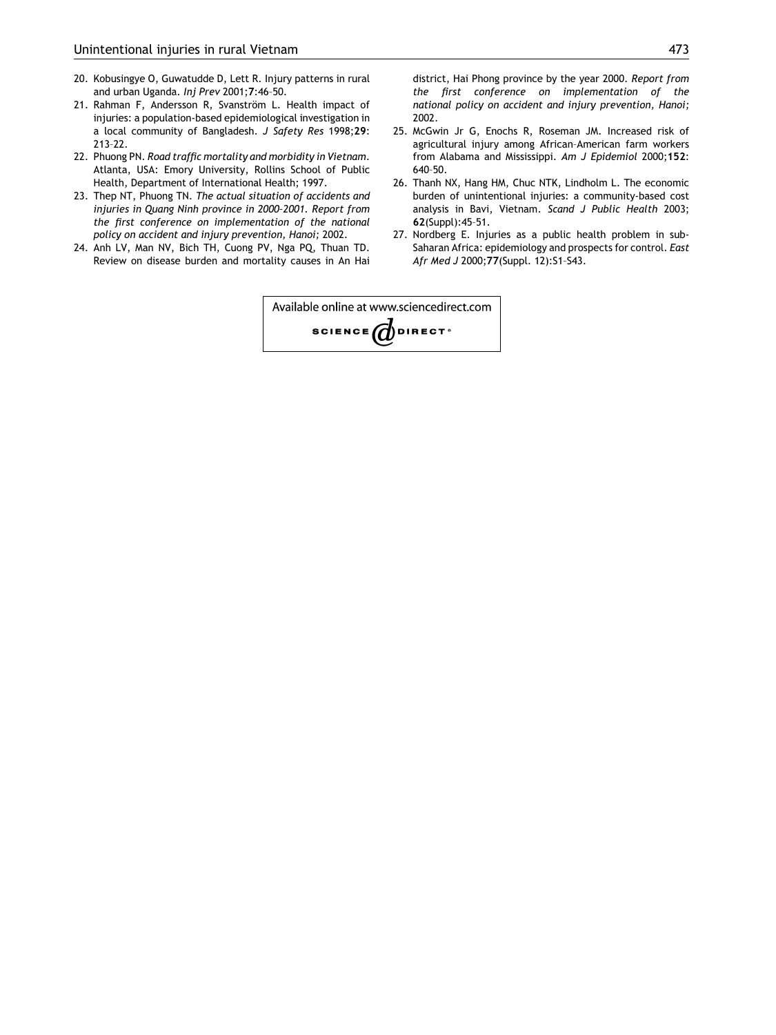20. Kobusingye O, Guwatudde D, Lett R. Injury patterns in rural and urban Uganda. *Inj Prev* 2001;**7**:46–50.
21. Rahman F, Andersson R, Svanström L. Health impact of injuries: a population-based epidemiological investigation in a local community of Bangladesh. *J Safety Res* 1998;**29**: 213–22.
22. Phuong PN. *Road traffic mortality and morbidity in Vietnam*. Atlanta, USA: Emory University, Rollins School of Public Health, Department of International Health; 1997.
23. Thep NT, Phuong TN. *The actual situation of accidents and injuries in Quang Ninh province in 2000–2001. Report from the first conference on implementation of the national policy on accident and injury prevention, Hanoi;* 2002.
24. Anh LV, Man NV, Bich TH, Cuong PV, Nga PQ, Thuan TD. Review on disease burden and mortality causes in An Hai district, Hai Phong province by the year 2000. *Report from the first conference on implementation of the national policy on accident and injury prevention, Hanoi;* 2002.
25. McGwin Jr G, Enochs R, Roseman JM. Increased risk of agricultural injury among African–American farm workers from Alabama and Mississippi. *Am J Epidemiol* 2000;**152**: 640–50.
26. Thanh NX, Hang HM, Chuc NTK, Lindholm L. The economic burden of unintentional injuries: a community-based cost analysis in Bavi, Vietnam. *Scand J Public Health* 2003; **62**(Suppl):45–51.
27. Nordberg E. Injuries as a public health problem in sub-Saharan Africa: epidemiology and prospects for control. *East Afr Med J* 2000;**77**(Suppl. 12):S1–S43.

Available online at www.sciencedirect.com

SCIENCE DIRECT®